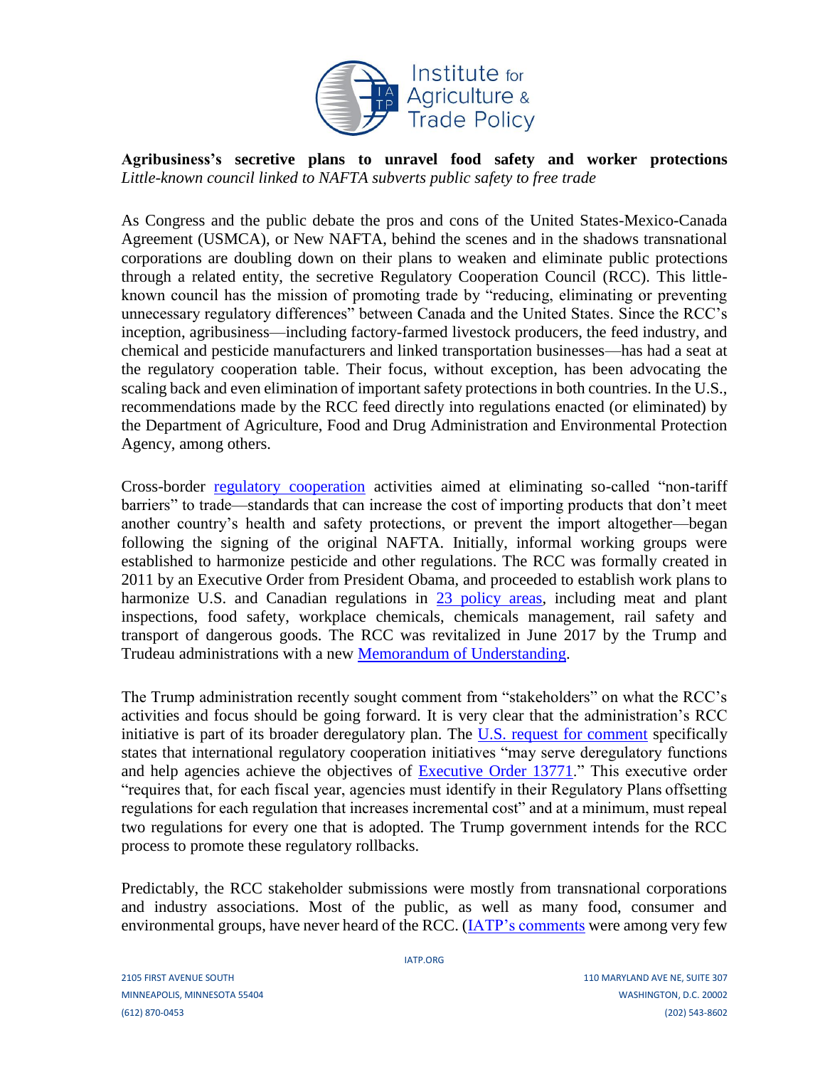**Agribusiness's secretive plans to unravel food safety and worker protections**
*Little-known council linked to NAFTA subverts public safety to free trade*

As Congress and the public debate the pros and cons of the United States-Mexico-Canada Agreement (USMCA), or New NAFTA, behind the scenes and in the shadows transnational corporations are doubling down on their plans to weaken and eliminate public protections through a related entity, the secretive Regulatory Cooperation Council (RCC). This little-known council has the mission of promoting trade by "reducing, eliminating or preventing unnecessary regulatory differences" between Canada and the United States. Since the RCC's inception, agribusiness—including factory-farmed livestock producers, the feed industry, and chemical and pesticide manufacturers and linked transportation businesses—has had a seat at the regulatory cooperation table. Their focus, without exception, has been advocating the scaling back and even elimination of important safety protections in both countries. In the U.S., recommendations made by the RCC feed directly into regulations enacted (or eliminated) by the Department of Agriculture, Food and Drug Administration and Environmental Protection Agency, among others.

Cross-border regulatory cooperation activities aimed at eliminating so-called "non-tariff barriers" to trade—standards that can increase the cost of importing products that don't meet another country's health and safety protections, or prevent the import altogether—began following the signing of the original NAFTA. Initially, informal working groups were established to harmonize pesticide and other regulations. The RCC was formally created in 2011 by an Executive Order from President Obama, and proceeded to establish work plans to harmonize U.S. and Canadian regulations in 23 policy areas, including meat and plant inspections, food safety, workplace chemicals, chemicals management, rail safety and transport of dangerous goods. The RCC was revitalized in June 2017 by the Trump and Trudeau administrations with a new Memorandum of Understanding.

The Trump administration recently sought comment from "stakeholders" on what the RCC's activities and focus should be going forward. It is very clear that the administration's RCC initiative is part of its broader deregulatory plan. The U.S. request for comment specifically states that international regulatory cooperation initiatives "may serve deregulatory functions and help agencies achieve the objectives of Executive Order 13771." This executive order "requires that, for each fiscal year, agencies must identify in their Regulatory Plans offsetting regulations for each regulation that increases incremental cost" and at a minimum, must repeal two regulations for every one that is adopted. The Trump government intends for the RCC process to promote these regulatory rollbacks.

Predictably, the RCC stakeholder submissions were mostly from transnational corporations and industry associations. Most of the public, as well as many food, consumer and environmental groups, have never heard of the RCC. (IATP's comments were among very few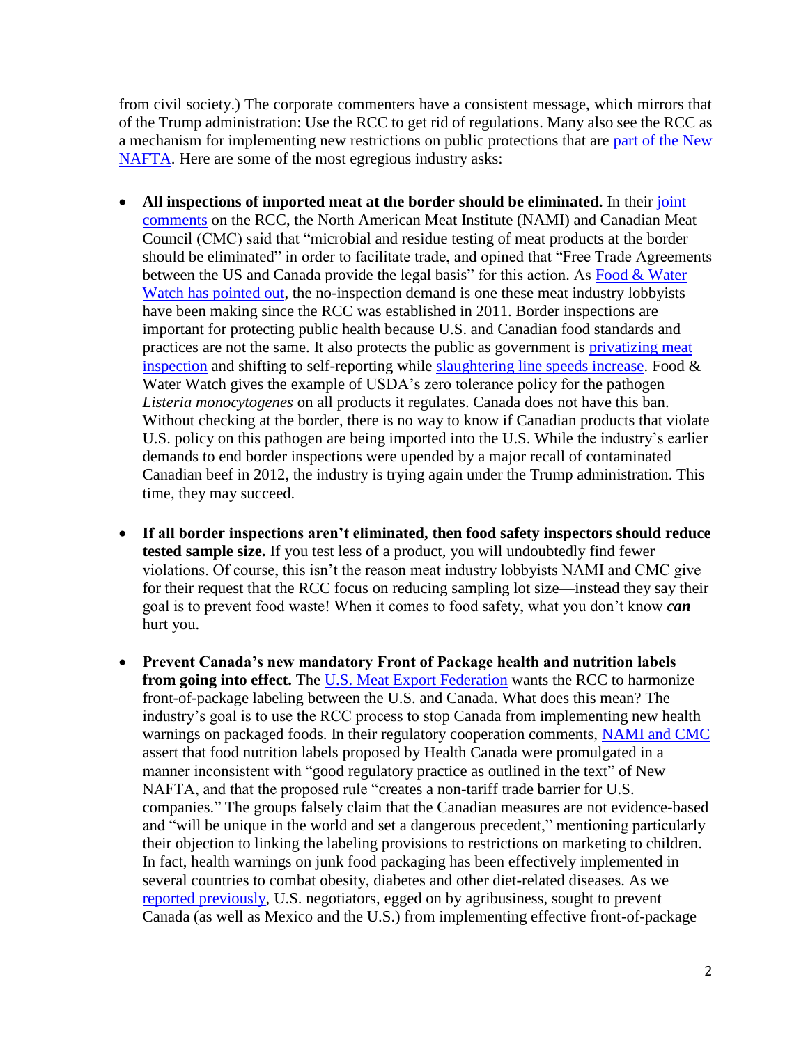from civil society.) The corporate commenters have a consistent message, which mirrors that of the Trump administration: Use the RCC to get rid of regulations. Many also see the RCC as a mechanism for implementing new restrictions on public protections that are part of the New NAFTA. Here are some of the most egregious industry asks:

- **All inspections of imported meat at the border should be eliminated.** In their joint comments on the RCC, the North American Meat Institute (NAMI) and Canadian Meat Council (CMC) said that "microbial and residue testing of meat products at the border should be eliminated" in order to facilitate trade, and opined that "Free Trade Agreements between the US and Canada provide the legal basis" for this action. As Food & Water Watch has pointed out, the no-inspection demand is one these meat industry lobbyists have been making since the RCC was established in 2011. Border inspections are important for protecting public health because U.S. and Canadian food standards and practices are not the same. It also protects the public as government is privatizing meat inspection and shifting to self-reporting while slaughtering line speeds increase. Food & Water Watch gives the example of USDA's zero tolerance policy for the pathogen *Listeria monocytogenes* on all products it regulates. Canada does not have this ban. Without checking at the border, there is no way to know if Canadian products that violate U.S. policy on this pathogen are being imported into the U.S. While the industry's earlier demands to end border inspections were upended by a major recall of contaminated Canadian beef in 2012, the industry is trying again under the Trump administration. This time, they may succeed.

- **If all border inspections aren't eliminated, then food safety inspectors should reduce tested sample size.** If you test less of a product, you will undoubtedly find fewer violations. Of course, this isn't the reason meat industry lobbyists NAMI and CMC give for their request that the RCC focus on reducing sampling lot size—instead they say their goal is to prevent food waste! When it comes to food safety, what you don't know ***can*** hurt you.

- **Prevent Canada's new mandatory Front of Package health and nutrition labels from going into effect.** The U.S. Meat Export Federation wants the RCC to harmonize front-of-package labeling between the U.S. and Canada. What does this mean? The industry's goal is to use the RCC process to stop Canada from implementing new health warnings on packaged foods. In their regulatory cooperation comments, NAMI and CMC assert that food nutrition labels proposed by Health Canada were promulgated in a manner inconsistent with "good regulatory practice as outlined in the text" of New NAFTA, and that the proposed rule "creates a non-tariff trade barrier for U.S. companies." The groups falsely claim that the Canadian measures are not evidence-based and "will be unique in the world and set a dangerous precedent," mentioning particularly their objection to linking the labeling provisions to restrictions on marketing to children. In fact, health warnings on junk food packaging has been effectively implemented in several countries to combat obesity, diabetes and other diet-related diseases. As we reported previously, U.S. negotiators, egged on by agribusiness, sought to prevent Canada (as well as Mexico and the U.S.) from implementing effective front-of-package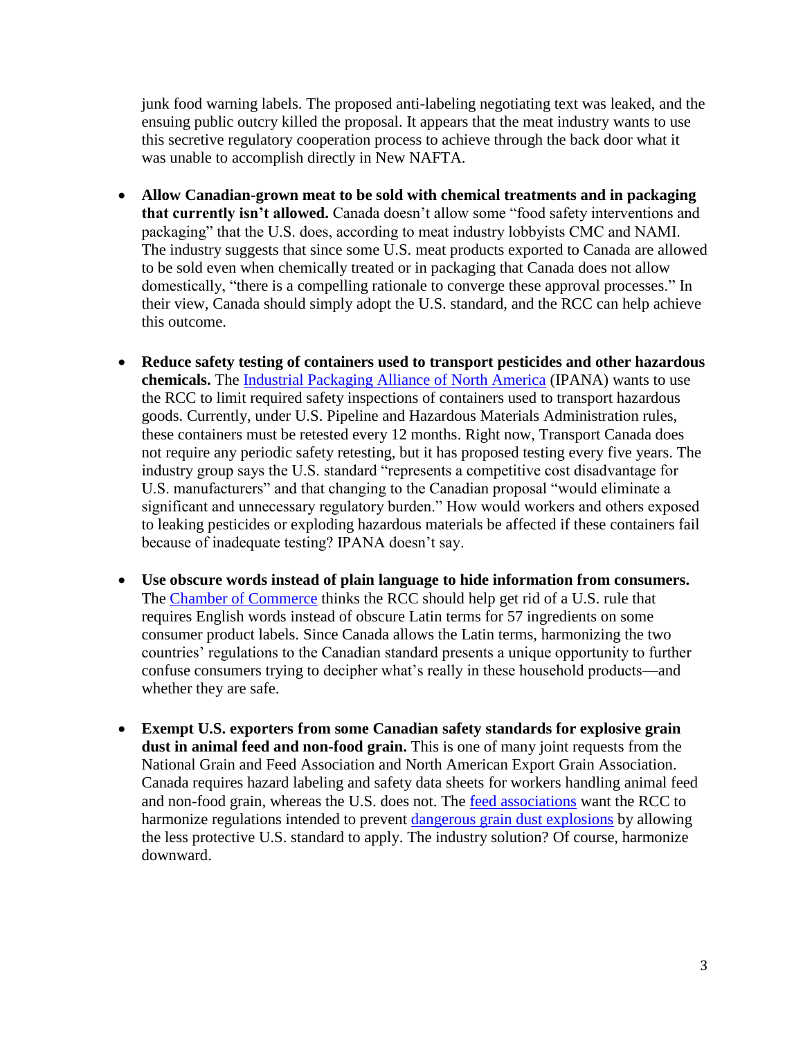junk food warning labels. The proposed anti-labeling negotiating text was leaked, and the ensuing public outcry killed the proposal. It appears that the meat industry wants to use this secretive regulatory cooperation process to achieve through the back door what it was unable to accomplish directly in New NAFTA.

- **Allow Canadian-grown meat to be sold with chemical treatments and in packaging that currently isn't allowed.** Canada doesn't allow some "food safety interventions and packaging" that the U.S. does, according to meat industry lobbyists CMC and NAMI. The industry suggests that since some U.S. meat products exported to Canada are allowed to be sold even when chemically treated or in packaging that Canada does not allow domestically, "there is a compelling rationale to converge these approval processes." In their view, Canada should simply adopt the U.S. standard, and the RCC can help achieve this outcome.

- **Reduce safety testing of containers used to transport pesticides and other hazardous chemicals.** The Industrial Packaging Alliance of North America (IPANA) wants to use the RCC to limit required safety inspections of containers used to transport hazardous goods. Currently, under U.S. Pipeline and Hazardous Materials Administration rules, these containers must be retested every 12 months. Right now, Transport Canada does not require any periodic safety retesting, but it has proposed testing every five years. The industry group says the U.S. standard "represents a competitive cost disadvantage for U.S. manufacturers" and that changing to the Canadian proposal "would eliminate a significant and unnecessary regulatory burden." How would workers and others exposed to leaking pesticides or exploding hazardous materials be affected if these containers fail because of inadequate testing? IPANA doesn't say.

- **Use obscure words instead of plain language to hide information from consumers.** The Chamber of Commerce thinks the RCC should help get rid of a U.S. rule that requires English words instead of obscure Latin terms for 57 ingredients on some consumer product labels. Since Canada allows the Latin terms, harmonizing the two countries' regulations to the Canadian standard presents a unique opportunity to further confuse consumers trying to decipher what's really in these household products—and whether they are safe.

- **Exempt U.S. exporters from some Canadian safety standards for explosive grain dust in animal feed and non-food grain.** This is one of many joint requests from the National Grain and Feed Association and North American Export Grain Association. Canada requires hazard labeling and safety data sheets for workers handling animal feed and non-food grain, whereas the U.S. does not. The feed associations want the RCC to harmonize regulations intended to prevent dangerous grain dust explosions by allowing the less protective U.S. standard to apply. The industry solution? Of course, harmonize downward.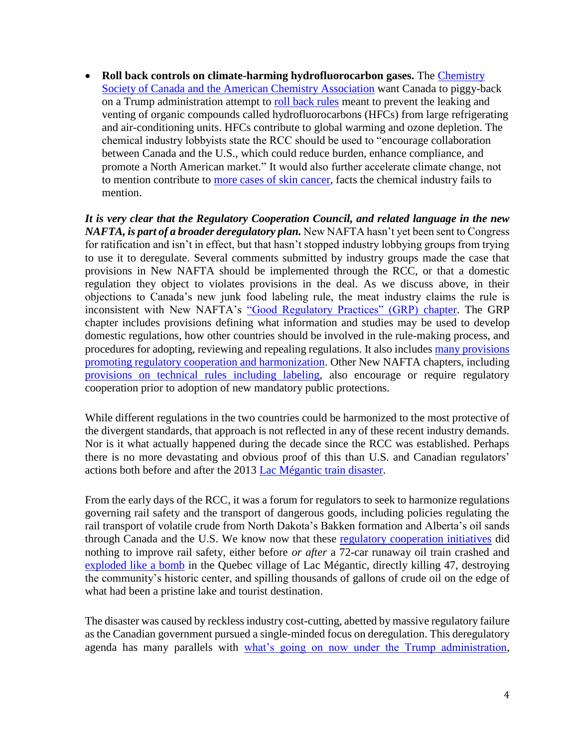- **Roll back controls on climate-harming hydrofluorocarbon gases.** The Chemistry Society of Canada and the American Chemistry Association want Canada to piggy-back on a Trump administration attempt to roll back rules meant to prevent the leaking and venting of organic compounds called hydrofluorocarbons (HFCs) from large refrigerating and air-conditioning units. HFCs contribute to global warming and ozone depletion. The chemical industry lobbyists state the RCC should be used to "encourage collaboration between Canada and the U.S., which could reduce burden, enhance compliance, and promote a North American market." It would also further accelerate climate change, not to mention contribute to more cases of skin cancer, facts the chemical industry fails to mention.

***It is very clear that the Regulatory Cooperation Council, and related language in the new NAFTA, is part of a broader deregulatory plan.*** New NAFTA hasn't yet been sent to Congress for ratification and isn't in effect, but that hasn't stopped industry lobbying groups from trying to use it to deregulate. Several comments submitted by industry groups made the case that provisions in New NAFTA should be implemented through the RCC, or that a domestic regulation they object to violates provisions in the deal. As we discuss above, in their objections to Canada's new junk food labeling rule, the meat industry claims the rule is inconsistent with New NAFTA's "Good Regulatory Practices" (GRP) chapter. The GRP chapter includes provisions defining what information and studies may be used to develop domestic regulations, how other countries should be involved in the rule-making process, and procedures for adopting, reviewing and repealing regulations. It also includes many provisions promoting regulatory cooperation and harmonization. Other New NAFTA chapters, including provisions on technical rules including labeling, also encourage or require regulatory cooperation prior to adoption of new mandatory public protections.

While different regulations in the two countries could be harmonized to the most protective of the divergent standards, that approach is not reflected in any of these recent industry demands. Nor is it what actually happened during the decade since the RCC was established. Perhaps there is no more devastating and obvious proof of this than U.S. and Canadian regulators' actions both before and after the 2013 Lac Mégantic train disaster.

From the early days of the RCC, it was a forum for regulators to seek to harmonize regulations governing rail safety and the transport of dangerous goods, including policies regulating the rail transport of volatile crude from North Dakota's Bakken formation and Alberta's oil sands through Canada and the U.S. We know now that these regulatory cooperation initiatives did nothing to improve rail safety, either before *or after* a 72-car runaway oil train crashed and exploded like a bomb in the Quebec village of Lac Mégantic, directly killing 47, destroying the community's historic center, and spilling thousands of gallons of crude oil on the edge of what had been a pristine lake and tourist destination.

The disaster was caused by reckless industry cost-cutting, abetted by massive regulatory failure as the Canadian government pursued a single-minded focus on deregulation. This deregulatory agenda has many parallels with what's going on now under the Trump administration,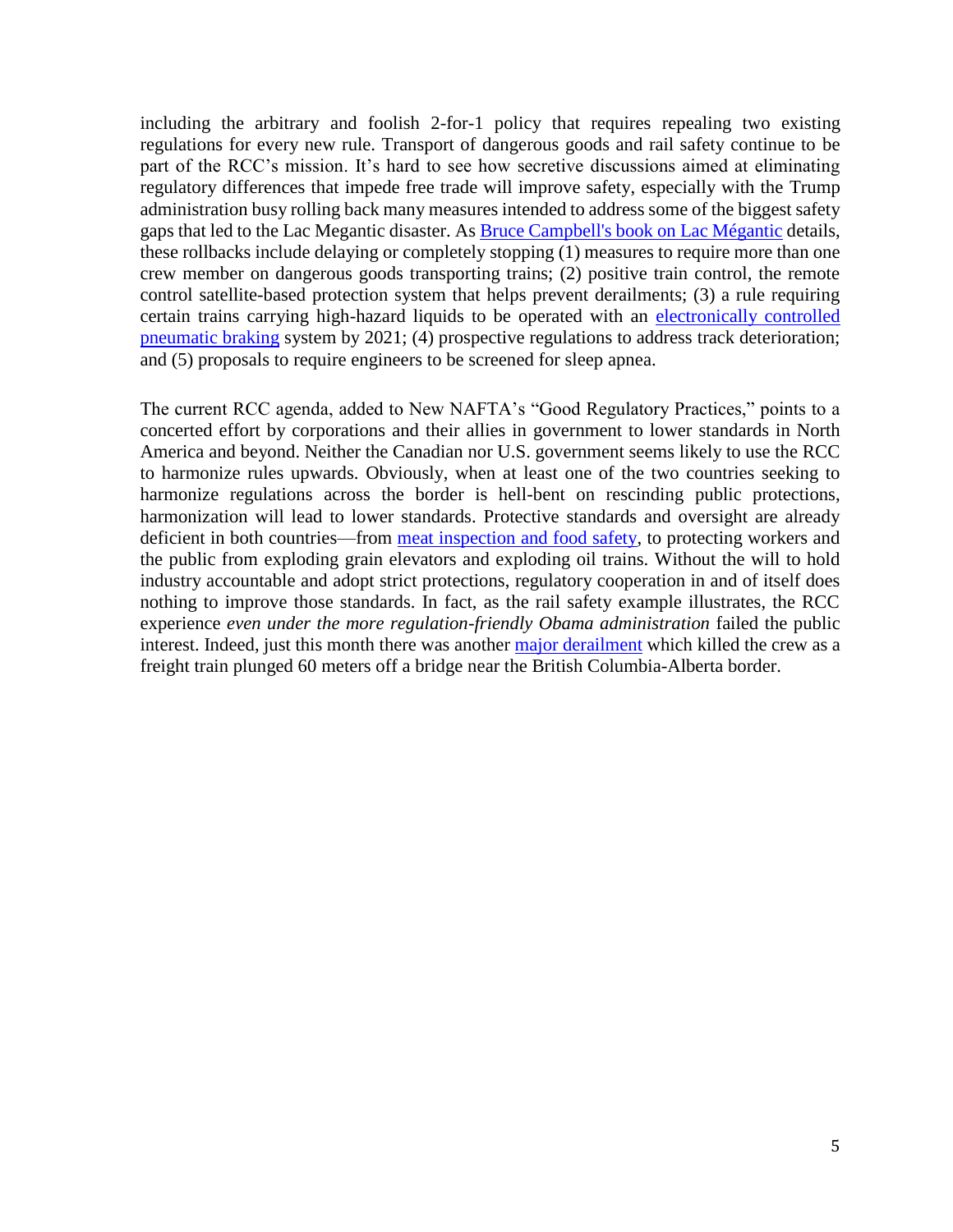including the arbitrary and foolish 2-for-1 policy that requires repealing two existing regulations for every new rule. Transport of dangerous goods and rail safety continue to be part of the RCC's mission. It's hard to see how secretive discussions aimed at eliminating regulatory differences that impede free trade will improve safety, especially with the Trump administration busy rolling back many measures intended to address some of the biggest safety gaps that led to the Lac Megantic disaster. As [Bruce Campbell's book on Lac Mégantic]() details, these rollbacks include delaying or completely stopping (1) measures to require more than one crew member on dangerous goods transporting trains; (2) positive train control, the remote control satellite-based protection system that helps prevent derailments; (3) a rule requiring certain trains carrying high-hazard liquids to be operated with an [electronically controlled pneumatic braking]() system by 2021; (4) prospective regulations to address track deterioration; and (5) proposals to require engineers to be screened for sleep apnea.

The current RCC agenda, added to New NAFTA's "Good Regulatory Practices," points to a concerted effort by corporations and their allies in government to lower standards in North America and beyond. Neither the Canadian nor U.S. government seems likely to use the RCC to harmonize rules upwards. Obviously, when at least one of the two countries seeking to harmonize regulations across the border is hell-bent on rescinding public protections, harmonization will lead to lower standards. Protective standards and oversight are already deficient in both countries—from [meat inspection and food safety](), to protecting workers and the public from exploding grain elevators and exploding oil trains. Without the will to hold industry accountable and adopt strict protections, regulatory cooperation in and of itself does nothing to improve those standards. In fact, as the rail safety example illustrates, the RCC experience *even under the more regulation-friendly Obama administration* failed the public interest. Indeed, just this month there was another [major derailment]() which killed the crew as a freight train plunged 60 meters off a bridge near the British Columbia-Alberta border.